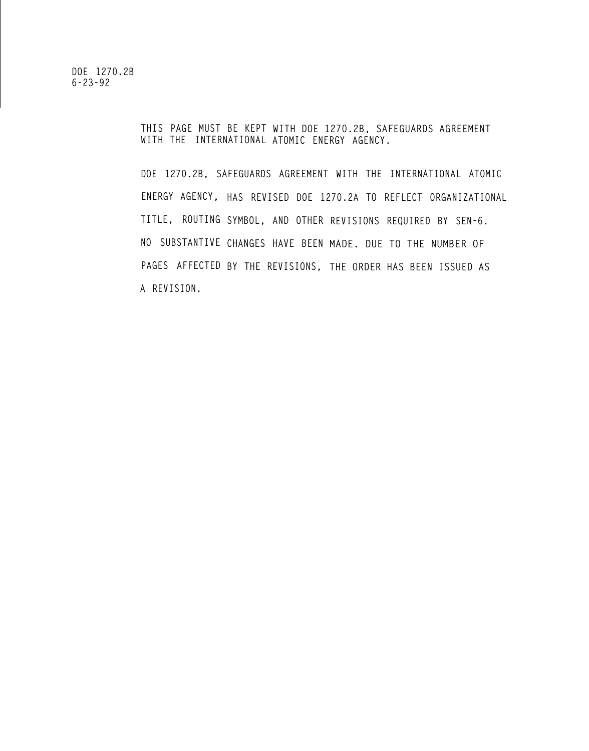DOE 1270.2B
6-23-92

THIS PAGE MUST BE KEPT WITH DOE 1270.2B, SAFEGUARDS AGREEMENT WITH THE INTERNATIONAL ATOMIC ENERGY AGENCY.

DOE 1270.2B, SAFEGUARDS AGREEMENT WITH THE INTERNATIONAL ATOMIC ENERGY AGENCY, HAS REVISED DOE 1270.2A TO REFLECT ORGANIZATIONAL TITLE, ROUTING SYMBOL, AND OTHER REVISIONS REQUIRED BY SEN-6. NO SUBSTANTIVE CHANGES HAVE BEEN MADE. DUE TO THE NUMBER OF PAGES AFFECTED BY THE REVISIONS, THE ORDER HAS BEEN ISSUED AS A REVISION.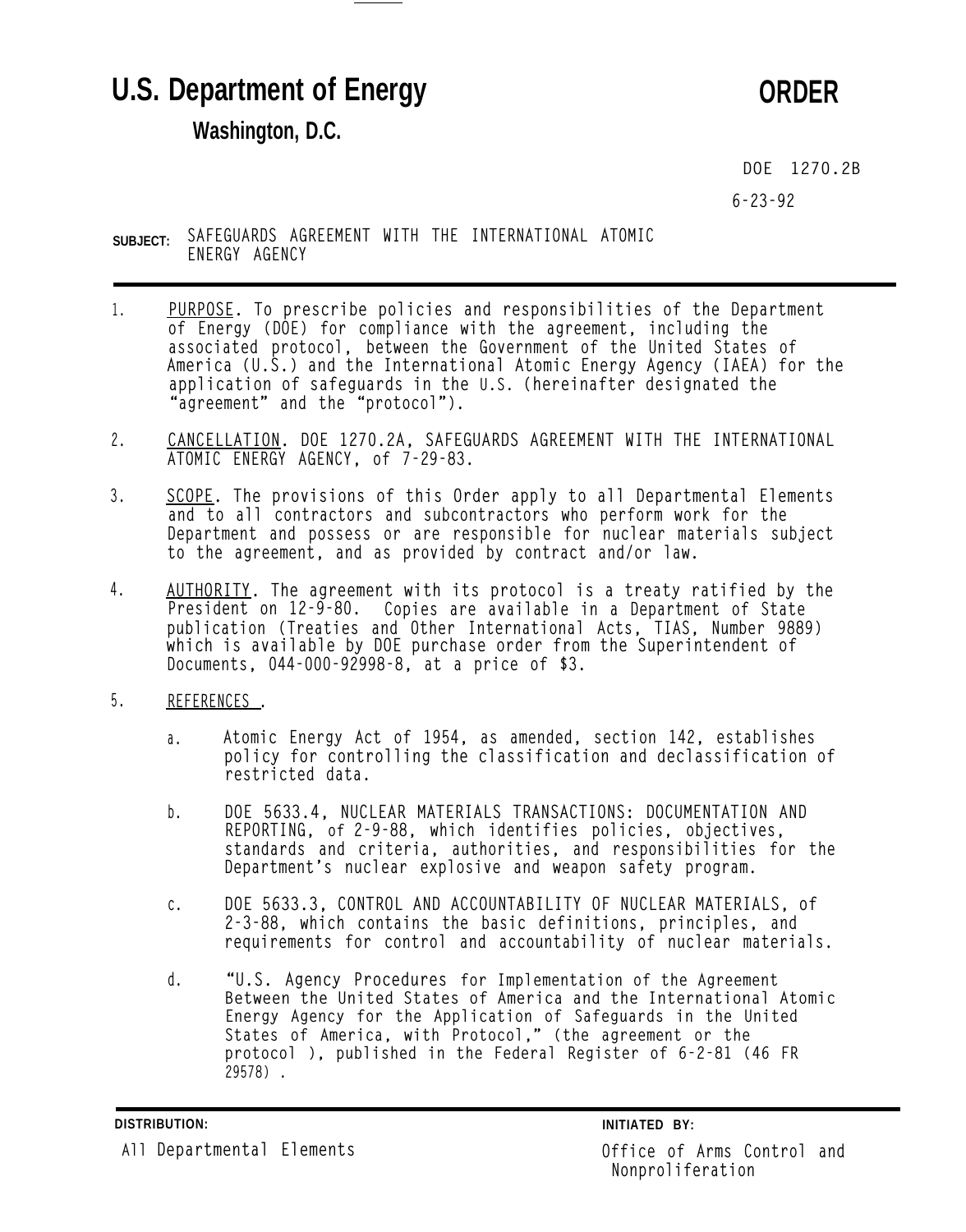# U.S. Department of Energy

**Washington, D.C.**

# ORDER

DOE 1270.2B

6-23-92

**SUBJECT:** SAFEGUARDS AGREEMENT WITH THE INTERNATIONAL ATOMIC ENERGY AGENCY

1. PURPOSE. To prescribe policies and responsibilities of the Department of Energy (DOE) for compliance with the agreement, including the associated protocol, between the Government of the United States of America (U.S.) and the International Atomic Energy Agency (IAEA) for the application of safeguards in the U.S. (hereinafter designated the "agreement" and the "protocol").

2. CANCELLATION. DOE 1270.2A, SAFEGUARDS AGREEMENT WITH THE INTERNATIONAL ATOMIC ENERGY AGENCY, of 7-29-83.

3. SCOPE. The provisions of this Order apply to all Departmental Elements and to all contractors and subcontractors who perform work for the Department and possess or are responsible for nuclear materials subject to the agreement, and as provided by contract and/or law.

4. AUTHORITY. The agreement with its protocol is a treaty ratified by the President on 12-9-80. Copies are available in a Department of State publication (Treaties and Other International Acts, TIAS, Number 9889) which is available by DOE purchase order from the Superintendent of Documents, 044-000-92998-8, at a price of $3.

5. REFERENCES.

   a. Atomic Energy Act of 1954, as amended, section 142, establishes policy for controlling the classification and declassification of restricted data.

   b. DOE 5633.4, NUCLEAR MATERIALS TRANSACTIONS: DOCUMENTATION AND REPORTING, of 2-9-88, which identifies policies, objectives, standards and criteria, authorities, and responsibilities for the Department's nuclear explosive and weapon safety program.

   c. DOE 5633.3, CONTROL AND ACCOUNTABILITY OF NUCLEAR MATERIALS, of 2-3-88, which contains the basic definitions, principles, and requirements for control and accountability of nuclear materials.

   d. "U.S. Agency Procedures for Implementation of the Agreement Between the United States of America and the International Atomic Energy Agency for the Application of Safeguards in the United States of America, with Protocol," (the agreement or the protocol ), published in the Federal Register of 6-2-81 (46 FR 29578) .

**DISTRIBUTION:**

All Departmental Elements

**INITIATED BY:**

Office of Arms Control and Nonproliferation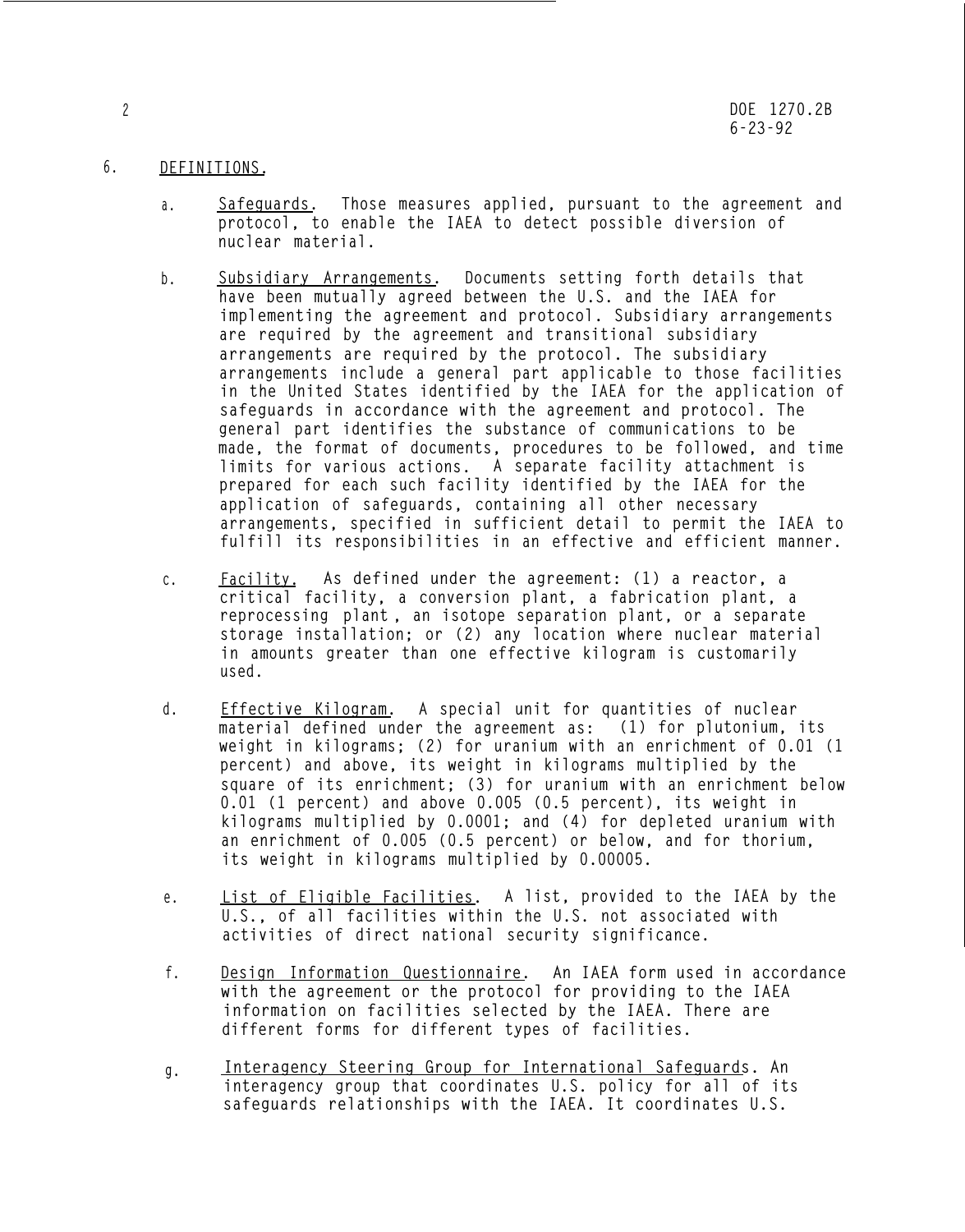6. DEFINITIONS.

   a. Safeguards. Those measures applied, pursuant to the agreement and protocol, to enable the IAEA to detect possible diversion of nuclear material.

   b. Subsidiary Arrangements. Documents setting forth details that have been mutually agreed between the U.S. and the IAEA for implementing the agreement and protocol. Subsidiary arrangements are required by the agreement and transitional subsidiary arrangements are required by the protocol. The subsidiary arrangements include a general part applicable to those facilities in the United States identified by the IAEA for the application of safeguards in accordance with the agreement and protocol. The general part identifies the substance of communications to be made, the format of documents, procedures to be followed, and time limits for various actions. A separate facility attachment is prepared for each such facility identified by the IAEA for the application of safeguards, containing all other necessary arrangements, specified in sufficient detail to permit the IAEA to fulfill its responsibilities in an effective and efficient manner.

   c. Facility. As defined under the agreement: (1) a reactor, a critical facility, a conversion plant, a fabrication plant, a reprocessing plant, an isotope separation plant, or a separate storage installation; or (2) any location where nuclear material in amounts greater than one effective kilogram is customarily used.

   d. Effective Kilogram. A special unit for quantities of nuclear material defined under the agreement as: (1) for plutonium, its weight in kilograms; (2) for uranium with an enrichment of 0.01 (1 percent) and above, its weight in kilograms multiplied by the square of its enrichment; (3) for uranium with an enrichment below 0.01 (1 percent) and above 0.005 (0.5 percent), its weight in kilograms multiplied by 0.0001; and (4) for depleted uranium with an enrichment of 0.005 (0.5 percent) or below, and for thorium, its weight in kilograms multiplied by 0.00005.

   e. List of Eligible Facilities. A list, provided to the IAEA by the U.S., of all facilities within the U.S. not associated with activities of direct national security significance.

   f. Design Information Questionnaire. An IAEA form used in accordance with the agreement or the protocol for providing to the IAEA information on facilities selected by the IAEA. There are different forms for different types of facilities.

   g. Interagency Steering Group for International Safeguards. An interagency group that coordinates U.S. policy for all of its safeguards relationships with the IAEA. It coordinates U.S.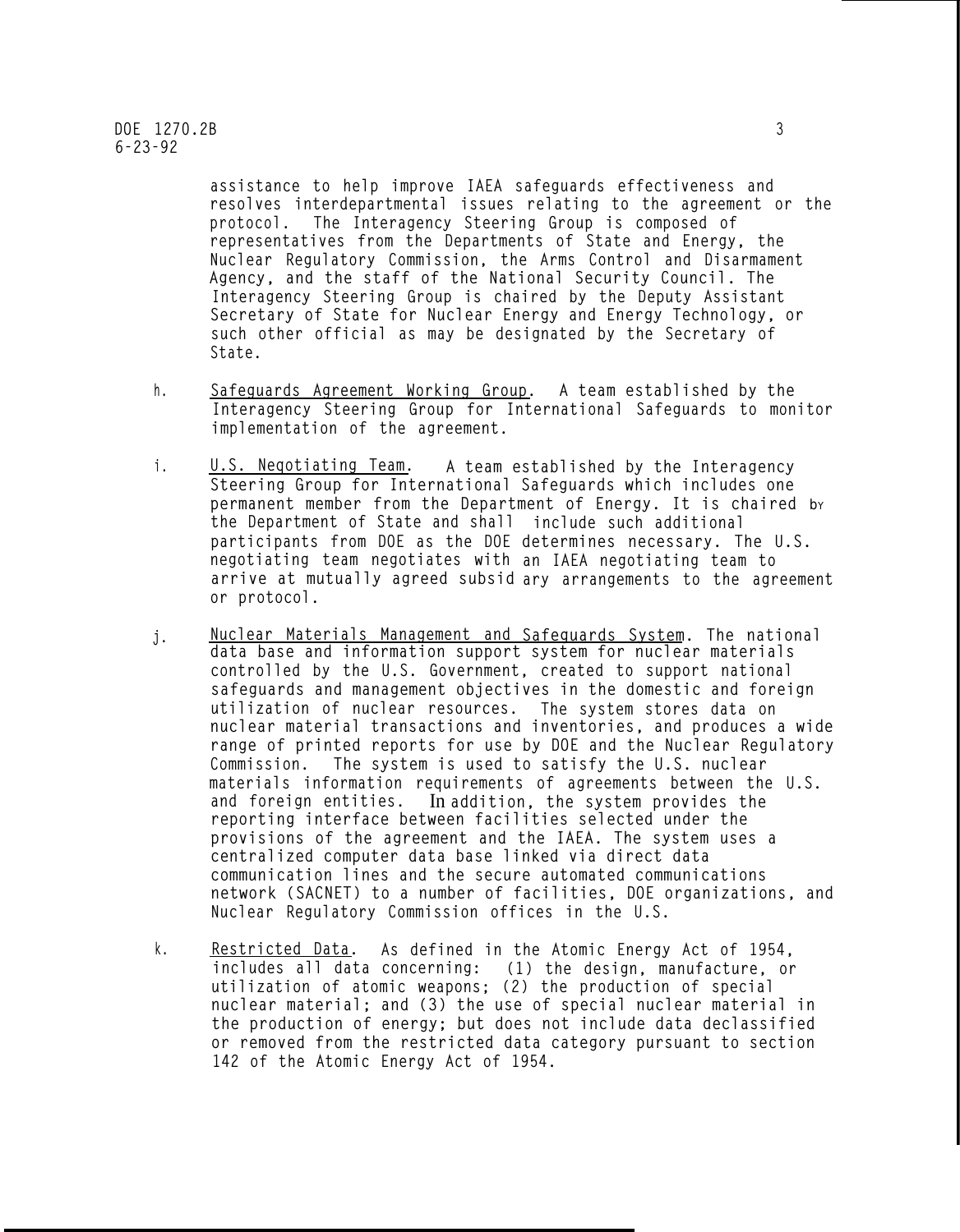assistance to help improve IAEA safeguards effectiveness and resolves interdepartmental issues relating to the agreement or the protocol. The Interagency Steering Group is composed of representatives from the Departments of State and Energy, the Nuclear Regulatory Commission, the Arms Control and Disarmament Agency, and the staff of the National Security Council. The Interagency Steering Group is chaired by the Deputy Assistant Secretary of State for Nuclear Energy and Energy Technology, or such other official as may be designated by the Secretary of State.

h. Safeguards Agreement Working Group. A team established by the Interagency Steering Group for International Safeguards to monitor implementation of the agreement.

i. U.S. Negotiating Team. A team established by the Interagency Steering Group for International Safeguards which includes one permanent member from the Department of Energy. It is chaired by the Department of State and shall include such additional participants from DOE as the DOE determines necessary. The U.S. negotiating team negotiates with an IAEA negotiating team to arrive at mutually agreed subsidiary arrangements to the agreement or protocol.

j. Nuclear Materials Management and Safeguards System. The national data base and information support system for nuclear materials controlled by the U.S. Government, created to support national safeguards and management objectives in the domestic and foreign utilization of nuclear resources. The system stores data on nuclear material transactions and inventories, and produces a wide range of printed reports for use by DOE and the Nuclear Regulatory Commission. The system is used to satisfy the U.S. nuclear materials information requirements of agreements between the U.S. and foreign entities. In addition, the system provides the reporting interface between facilities selected under the provisions of the agreement and the IAEA. The system uses a centralized computer data base linked via direct data communication lines and the secure automated communications network (SACNET) to a number of facilities, DOE organizations, and Nuclear Regulatory Commission offices in the U.S.

k. Restricted Data. As defined in the Atomic Energy Act of 1954, includes all data concerning: (1) the design, manufacture, or utilization of atomic weapons; (2) the production of special nuclear material; and (3) the use of special nuclear material in the production of energy; but does not include data declassified or removed from the restricted data category pursuant to section 142 of the Atomic Energy Act of 1954.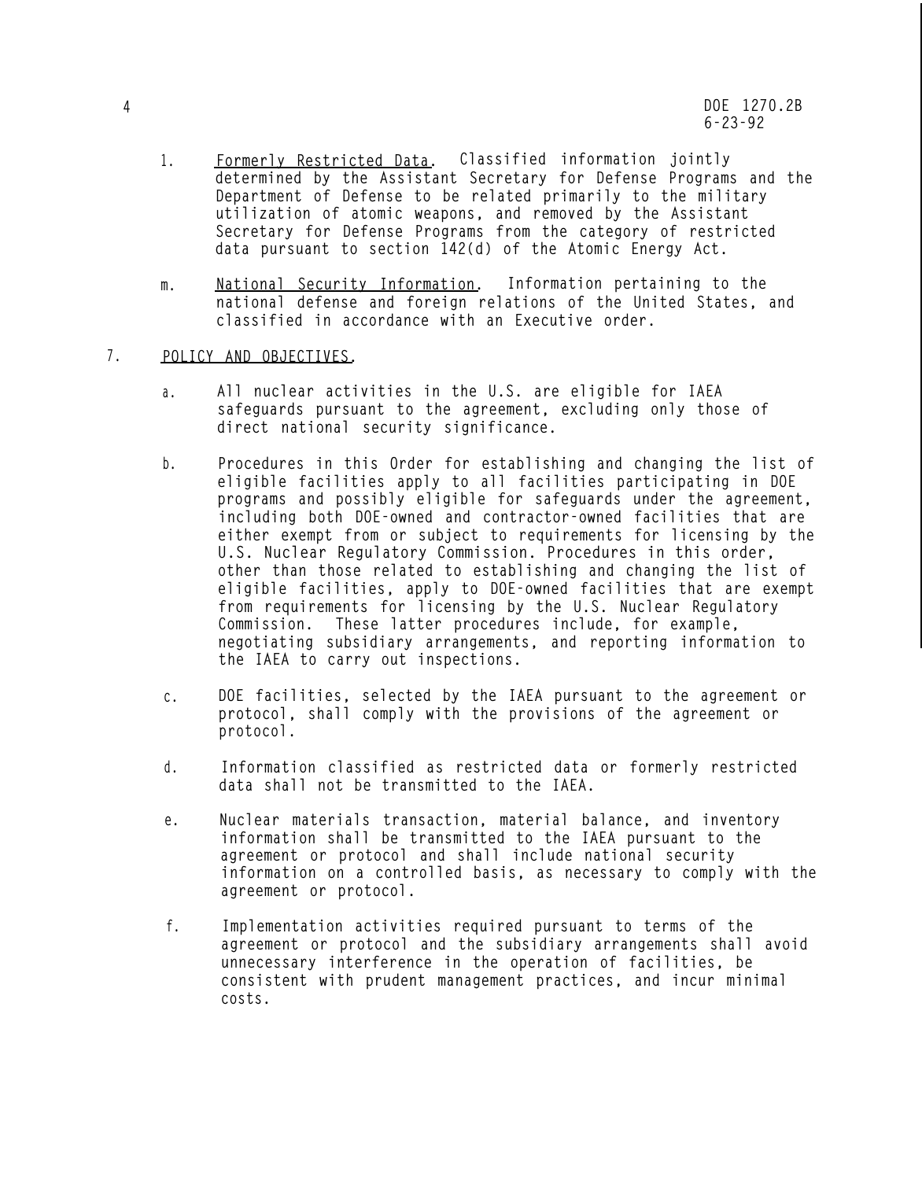l. Formerly Restricted Data. Classified information jointly determined by the Assistant Secretary for Defense Programs and the Department of Defense to be related primarily to the military utilization of atomic weapons, and removed by the Assistant Secretary for Defense Programs from the category of restricted data pursuant to section 142(d) of the Atomic Energy Act.

m. National Security Information. Information pertaining to the national defense and foreign relations of the United States, and classified in accordance with an Executive order.

7. POLICY AND OBJECTIVES.

a. All nuclear activities in the U.S. are eligible for IAEA safeguards pursuant to the agreement, excluding only those of direct national security significance.

b. Procedures in this Order for establishing and changing the list of eligible facilities apply to all facilities participating in DOE programs and possibly eligible for safeguards under the agreement, including both DOE-owned and contractor-owned facilities that are either exempt from or subject to requirements for licensing by the U.S. Nuclear Regulatory Commission. Procedures in this order, other than those related to establishing and changing the list of eligible facilities, apply to DOE-owned facilities that are exempt from requirements for licensing by the U.S. Nuclear Regulatory Commission. These latter procedures include, for example, negotiating subsidiary arrangements, and reporting information to the IAEA to carry out inspections.

c. DOE facilities, selected by the IAEA pursuant to the agreement or protocol, shall comply with the provisions of the agreement or protocol.

d. Information classified as restricted data or formerly restricted data shall not be transmitted to the IAEA.

e. Nuclear materials transaction, material balance, and inventory information shall be transmitted to the IAEA pursuant to the agreement or protocol and shall include national security information on a controlled basis, as necessary to comply with the agreement or protocol.

f. Implementation activities required pursuant to terms of the agreement or protocol and the subsidiary arrangements shall avoid unnecessary interference in the operation of facilities, be consistent with prudent management practices, and incur minimal costs.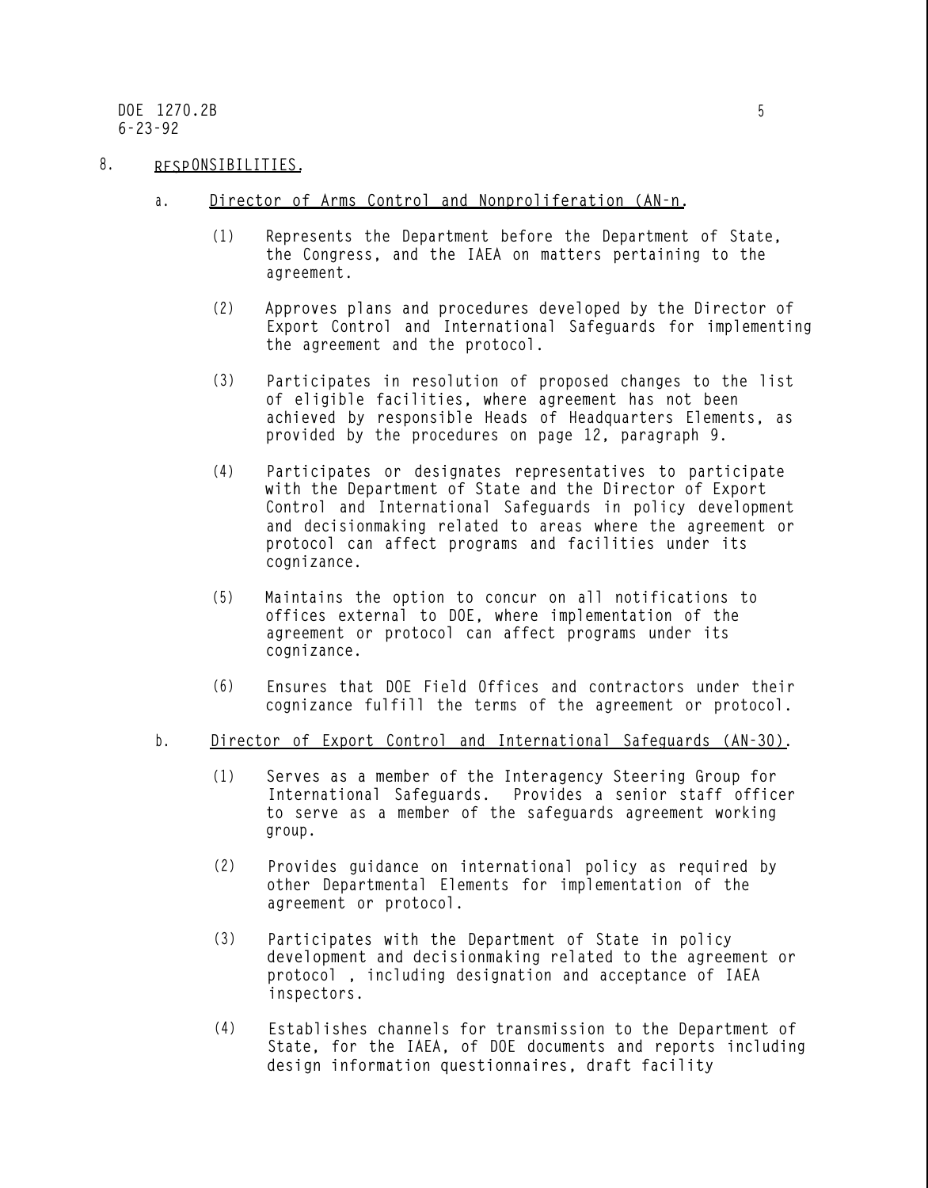8. RESPONSIBILITIES.

a. Director of Arms Control and Nonproliferation (AN-n.

(1) Represents the Department before the Department of State, the Congress, and the IAEA on matters pertaining to the agreement.

(2) Approves plans and procedures developed by the Director of Export Control and International Safeguards for implementing the agreement and the protocol.

(3) Participates in resolution of proposed changes to the list of eligible facilities, where agreement has not been achieved by responsible Heads of Headquarters Elements, as provided by the procedures on page 12, paragraph 9.

(4) Participates or designates representatives to participate with the Department of State and the Director of Export Control and International Safeguards in policy development and decisionmaking related to areas where the agreement or protocol can affect programs and facilities under its cognizance.

(5) Maintains the option to concur on all notifications to offices external to DOE, where implementation of the agreement or protocol can affect programs under its cognizance.

(6) Ensures that DOE Field Offices and contractors under their cognizance fulfill the terms of the agreement or protocol.

b. Director of Export Control and International Safeguards (AN-30).

(1) Serves as a member of the Interagency Steering Group for International Safeguards. Provides a senior staff officer to serve as a member of the safeguards agreement working group.

(2) Provides guidance on international policy as required by other Departmental Elements for implementation of the agreement or protocol.

(3) Participates with the Department of State in policy development and decisionmaking related to the agreement or protocol , including designation and acceptance of IAEA inspectors.

(4) Establishes channels for transmission to the Department of State, for the IAEA, of DOE documents and reports including design information questionnaires, draft facility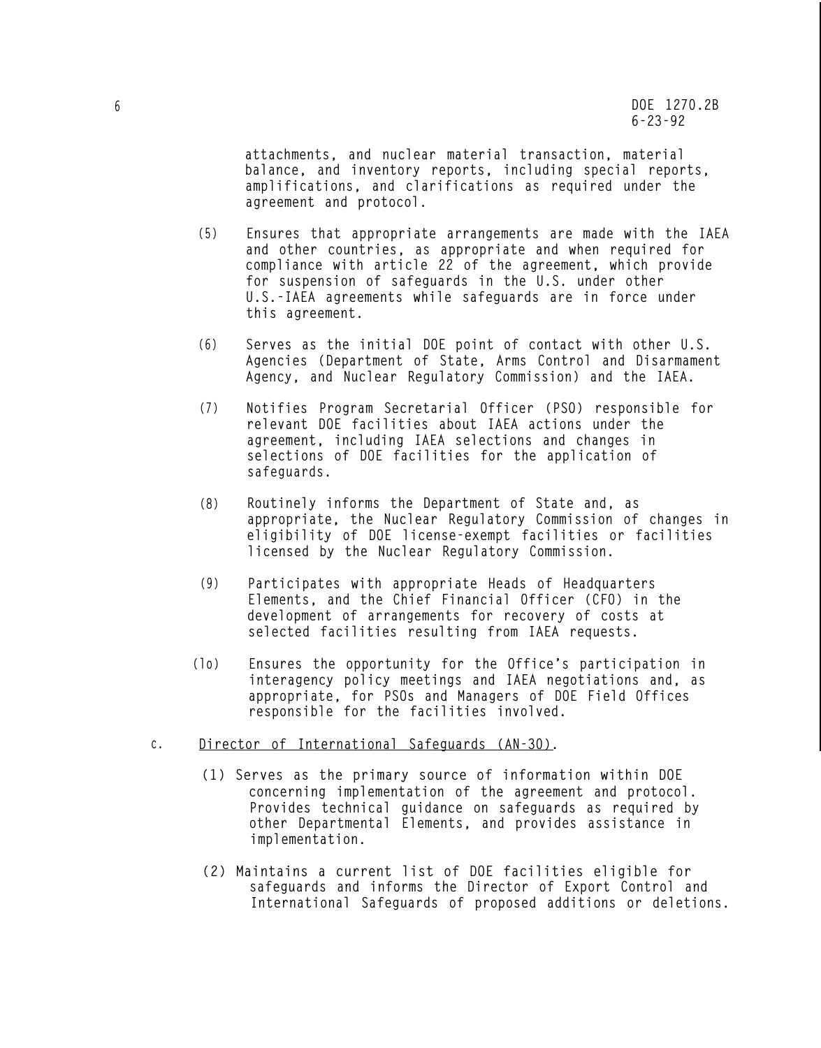attachments, and nuclear material transaction, material balance, and inventory reports, including special reports, amplifications, and clarifications as required under the agreement and protocol.

(5) Ensures that appropriate arrangements are made with the IAEA and other countries, as appropriate and when required for compliance with article 22 of the agreement, which provide for suspension of safeguards in the U.S. under other U.S.-IAEA agreements while safeguards are in force under this agreement.

(6) Serves as the initial DOE point of contact with other U.S. Agencies (Department of State, Arms Control and Disarmament Agency, and Nuclear Regulatory Commission) and the IAEA.

(7) Notifies Program Secretarial Officer (PSO) responsible for relevant DOE facilities about IAEA actions under the agreement, including IAEA selections and changes in selections of DOE facilities for the application of safeguards.

(8) Routinely informs the Department of State and, as appropriate, the Nuclear Regulatory Commission of changes in eligibility of DOE license-exempt facilities or facilities licensed by the Nuclear Regulatory Commission.

(9) Participates with appropriate Heads of Headquarters Elements, and the Chief Financial Officer (CFO) in the development of arrangements for recovery of costs at selected facilities resulting from IAEA requests.

(1o) Ensures the opportunity for the Office's participation in interagency policy meetings and IAEA negotiations and, as appropriate, for PSOs and Managers of DOE Field Offices responsible for the facilities involved.

c. Director of International Safeguards (AN-30).

(1) Serves as the primary source of information within DOE concerning implementation of the agreement and protocol. Provides technical guidance on safeguards as required by other Departmental Elements, and provides assistance in implementation.

(2) Maintains a current list of DOE facilities eligible for safeguards and informs the Director of Export Control and International Safeguards of proposed additions or deletions.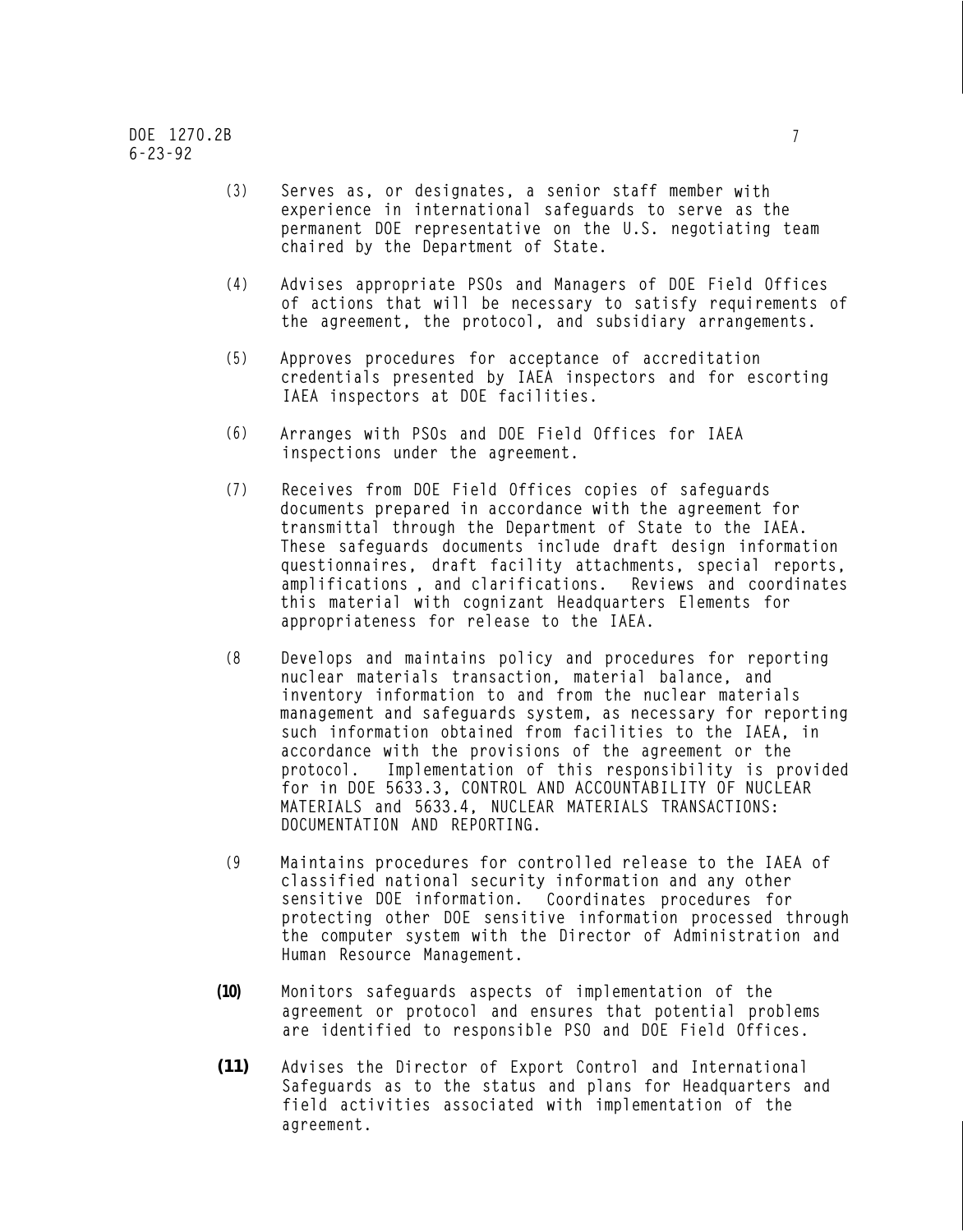(3) Serves as, or designates, a senior staff member with experience in international safeguards to serve as the permanent DOE representative on the U.S. negotiating team chaired by the Department of State.

(4) Advises appropriate PSOs and Managers of DOE Field Offices of actions that will be necessary to satisfy requirements of the agreement, the protocol, and subsidiary arrangements.

(5) Approves procedures for acceptance of accreditation credentials presented by IAEA inspectors and for escorting IAEA inspectors at DOE facilities.

(6) Arranges with PSOs and DOE Field Offices for IAEA inspections under the agreement.

(7) Receives from DOE Field Offices copies of safeguards documents prepared in accordance with the agreement for transmittal through the Department of State to the IAEA. These safeguards documents include draft design information questionnaires, draft facility attachments, special reports, amplifications , and clarifications. Reviews and coordinates this material with cognizant Headquarters Elements for appropriateness for release to the IAEA.

(8 Develops and maintains policy and procedures for reporting nuclear materials transaction, material balance, and inventory information to and from the nuclear materials management and safeguards system, as necessary for reporting such information obtained from facilities to the IAEA, in accordance with the provisions of the agreement or the protocol. Implementation of this responsibility is provided for in DOE 5633.3, CONTROL AND ACCOUNTABILITY OF NUCLEAR MATERIALS and 5633.4, NUCLEAR MATERIALS TRANSACTIONS: DOCUMENTATION AND REPORTING.

(9 Maintains procedures for controlled release to the IAEA of classified national security information and any other sensitive DOE information. Coordinates procedures for protecting other DOE sensitive information processed through the computer system with the Director of Administration and Human Resource Management.

**(10)** Monitors safeguards aspects of implementation of the agreement or protocol and ensures that potential problems are identified to responsible PSO and DOE Field Offices.

**(11)** Advises the Director of Export Control and International Safeguards as to the status and plans for Headquarters and field activities associated with implementation of the agreement.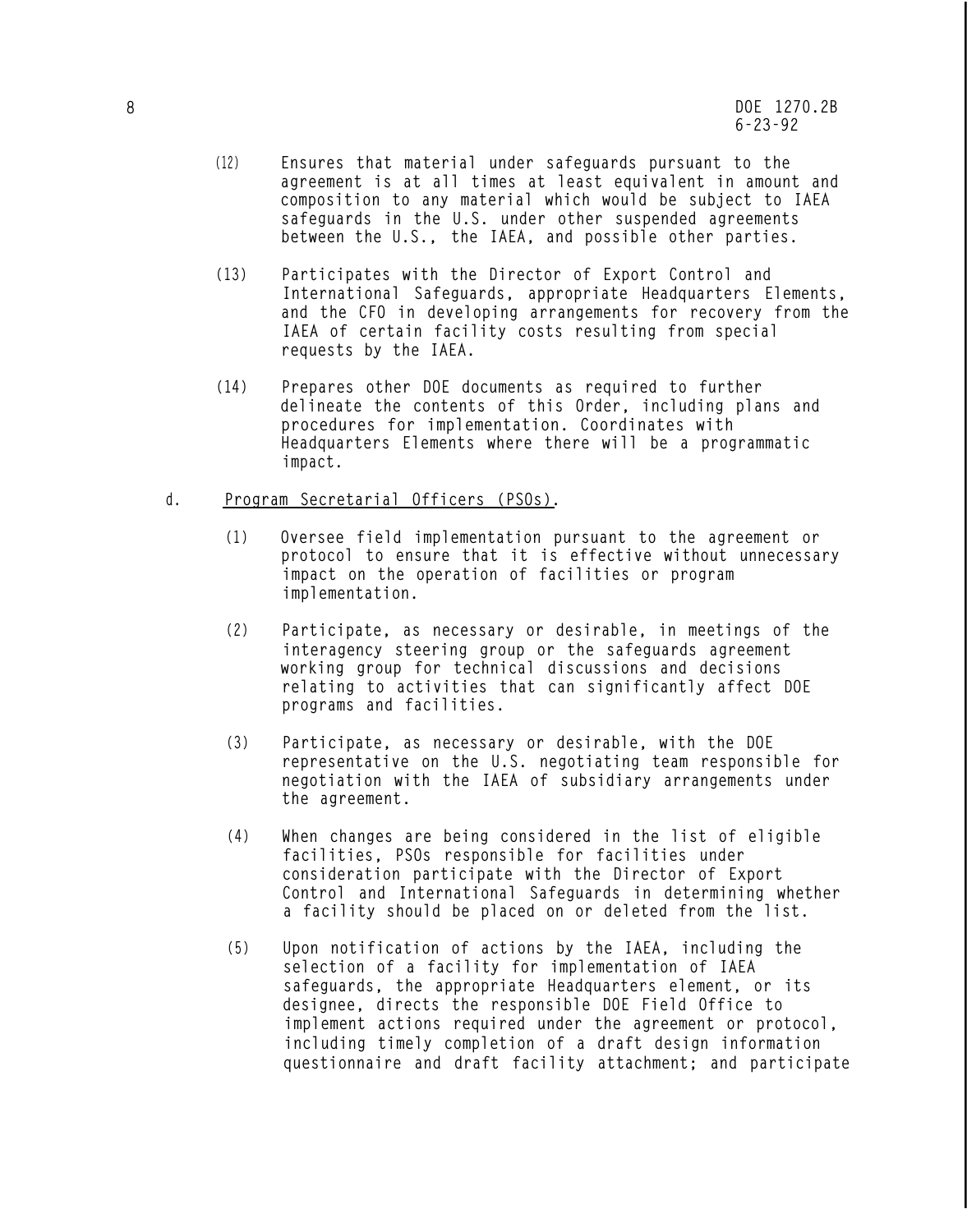(12) Ensures that material under safeguards pursuant to the agreement is at all times at least equivalent in amount and composition to any material which would be subject to IAEA safeguards in the U.S. under other suspended agreements between the U.S., the IAEA, and possible other parties.

(13) Participates with the Director of Export Control and International Safeguards, appropriate Headquarters Elements, and the CFO in developing arrangements for recovery from the IAEA of certain facility costs resulting from special requests by the IAEA.

(14) Prepares other DOE documents as required to further delineate the contents of this Order, including plans and procedures for implementation. Coordinates with Headquarters Elements where there will be a programmatic impact.

d. Program Secretarial Officers (PSOs).

(1) Oversee field implementation pursuant to the agreement or protocol to ensure that it is effective without unnecessary impact on the operation of facilities or program implementation.

(2) Participate, as necessary or desirable, in meetings of the interagency steering group or the safeguards agreement working group for technical discussions and decisions relating to activities that can significantly affect DOE programs and facilities.

(3) Participate, as necessary or desirable, with the DOE representative on the U.S. negotiating team responsible for negotiation with the IAEA of subsidiary arrangements under the agreement.

(4) When changes are being considered in the list of eligible facilities, PSOs responsible for facilities under consideration participate with the Director of Export Control and International Safeguards in determining whether a facility should be placed on or deleted from the list.

(5) Upon notification of actions by the IAEA, including the selection of a facility for implementation of IAEA safeguards, the appropriate Headquarters element, or its designee, directs the responsible DOE Field Office to implement actions required under the agreement or protocol, including timely completion of a draft design information questionnaire and draft facility attachment; and participate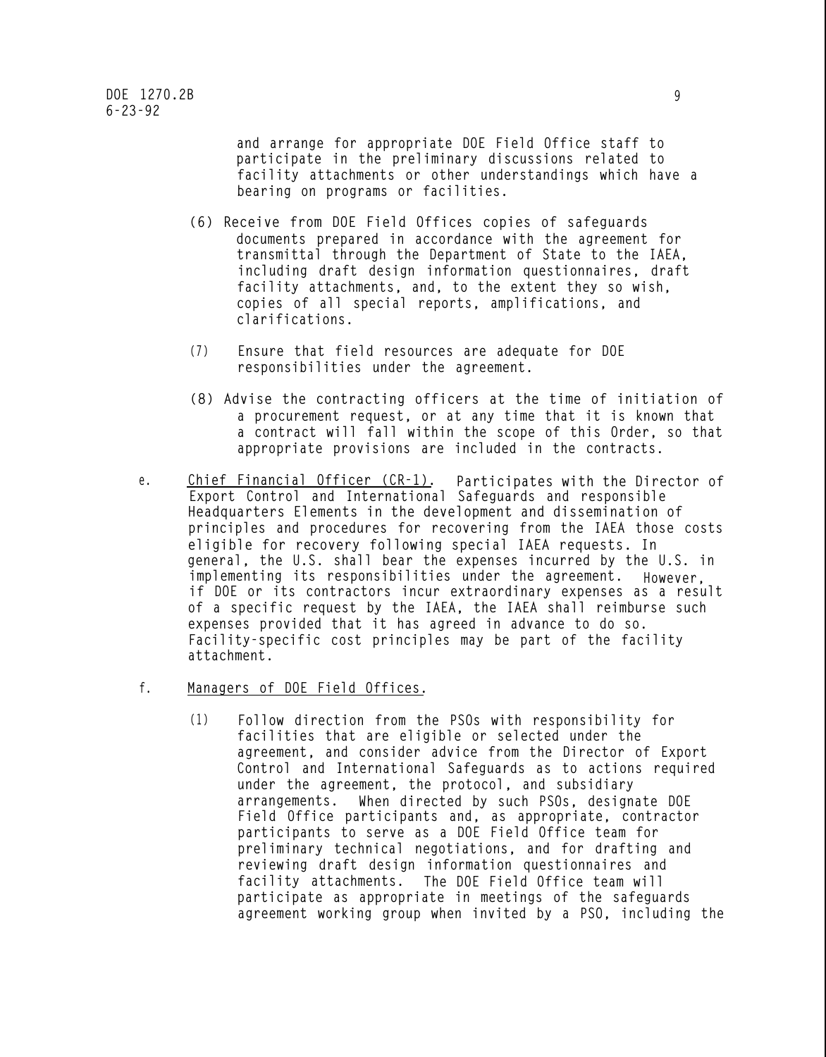and arrange for appropriate DOE Field Office staff to participate in the preliminary discussions related to facility attachments or other understandings which have a bearing on programs or facilities.

(6) Receive from DOE Field Offices copies of safeguards documents prepared in accordance with the agreement for transmittal through the Department of State to the IAEA, including draft design information questionnaires, draft facility attachments, and, to the extent they so wish, copies of all special reports, amplifications, and clarifications.

(7) Ensure that field resources are adequate for DOE responsibilities under the agreement.

(8) Advise the contracting officers at the time of initiation of a procurement request, or at any time that it is known that a contract will fall within the scope of this Order, so that appropriate provisions are included in the contracts.

e. Chief Financial Officer (CR-1). Participates with the Director of Export Control and International Safeguards and responsible Headquarters Elements in the development and dissemination of principles and procedures for recovering from the IAEA those costs eligible for recovery following special IAEA requests. In general, the U.S. shall bear the expenses incurred by the U.S. in implementing its responsibilities under the agreement. However, if DOE or its contractors incur extraordinary expenses as a result of a specific request by the IAEA, the IAEA shall reimburse such expenses provided that it has agreed in advance to do so. Facility-specific cost principles may be part of the facility attachment.

f. Managers of DOE Field Offices.

(1) Follow direction from the PSOs with responsibility for facilities that are eligible or selected under the agreement, and consider advice from the Director of Export Control and International Safeguards as to actions required under the agreement, the protocol, and subsidiary arrangements. When directed by such PSOs, designate DOE Field Office participants and, as appropriate, contractor participants to serve as a DOE Field Office team for preliminary technical negotiations, and for drafting and reviewing draft design information questionnaires and facility attachments. The DOE Field Office team will participate as appropriate in meetings of the safeguards agreement working group when invited by a PSO, including the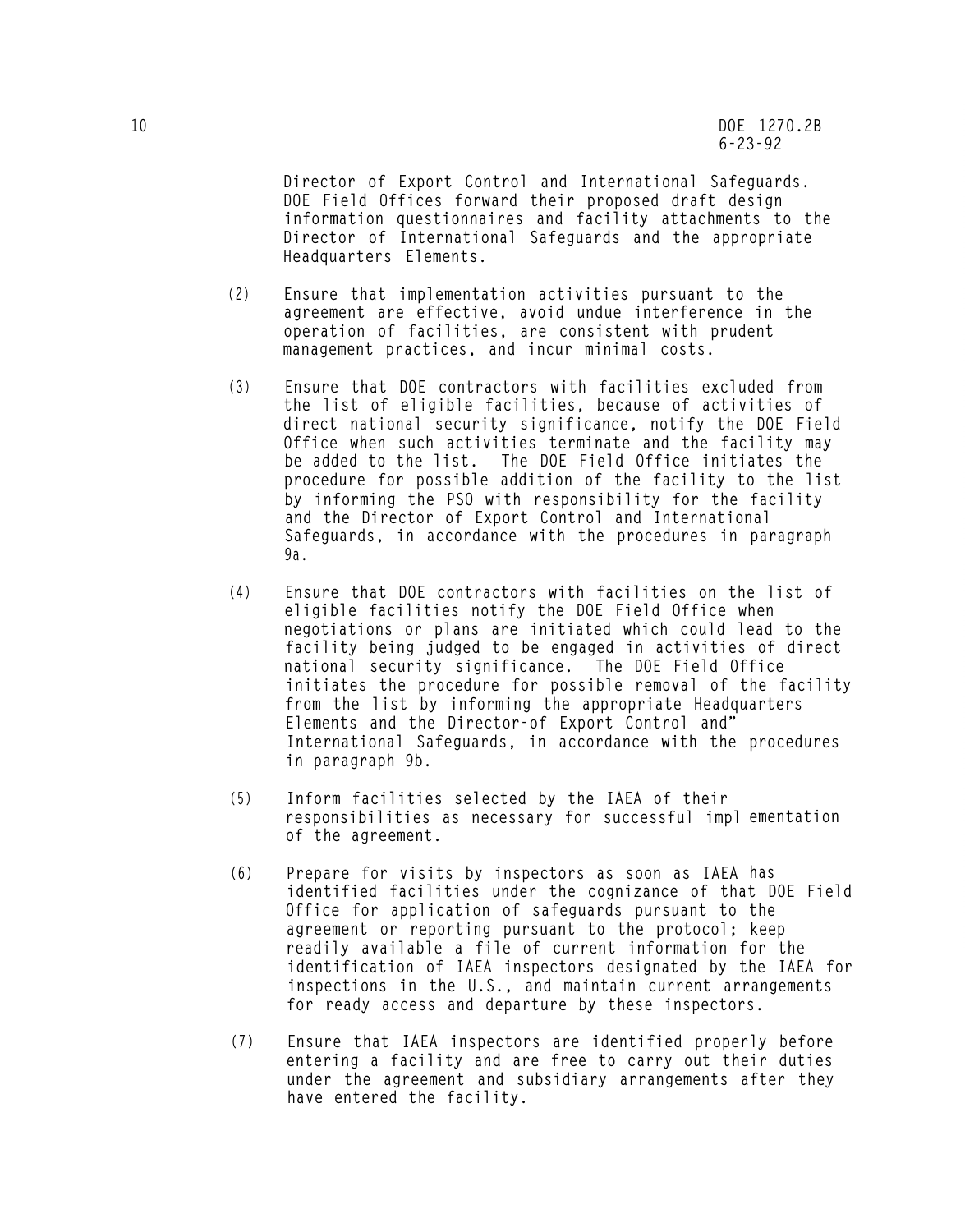Director of Export Control and International Safeguards. DOE Field Offices forward their proposed draft design information questionnaires and facility attachments to the Director of International Safeguards and the appropriate Headquarters Elements.

(2) Ensure that implementation activities pursuant to the agreement are effective, avoid undue interference in the operation of facilities, are consistent with prudent management practices, and incur minimal costs.

(3) Ensure that DOE contractors with facilities excluded from the list of eligible facilities, because of activities of direct national security significance, notify the DOE Field Office when such activities terminate and the facility may be added to the list. The DOE Field Office initiates the procedure for possible addition of the facility to the list by informing the PSO with responsibility for the facility and the Director of Export Control and International Safeguards, in accordance with the procedures in paragraph 9a.

(4) Ensure that DOE contractors with facilities on the list of eligible facilities notify the DOE Field Office when negotiations or plans are initiated which could lead to the facility being judged to be engaged in activities of direct national security significance. The DOE Field Office initiates the procedure for possible removal of the facility from the list by informing the appropriate Headquarters Elements and the Director-of Export Control and" International Safeguards, in accordance with the procedures in paragraph 9b.

(5) Inform facilities selected by the IAEA of their responsibilities as necessary for successful impl ementation of the agreement.

(6) Prepare for visits by inspectors as soon as IAEA has identified facilities under the cognizance of that DOE Field Office for application of safeguards pursuant to the agreement or reporting pursuant to the protocol; keep readily available a file of current information for the identification of IAEA inspectors designated by the IAEA for inspections in the U.S., and maintain current arrangements for ready access and departure by these inspectors.

(7) Ensure that IAEA inspectors are identified properly before entering a facility and are free to carry out their duties under the agreement and subsidiary arrangements after they have entered the facility.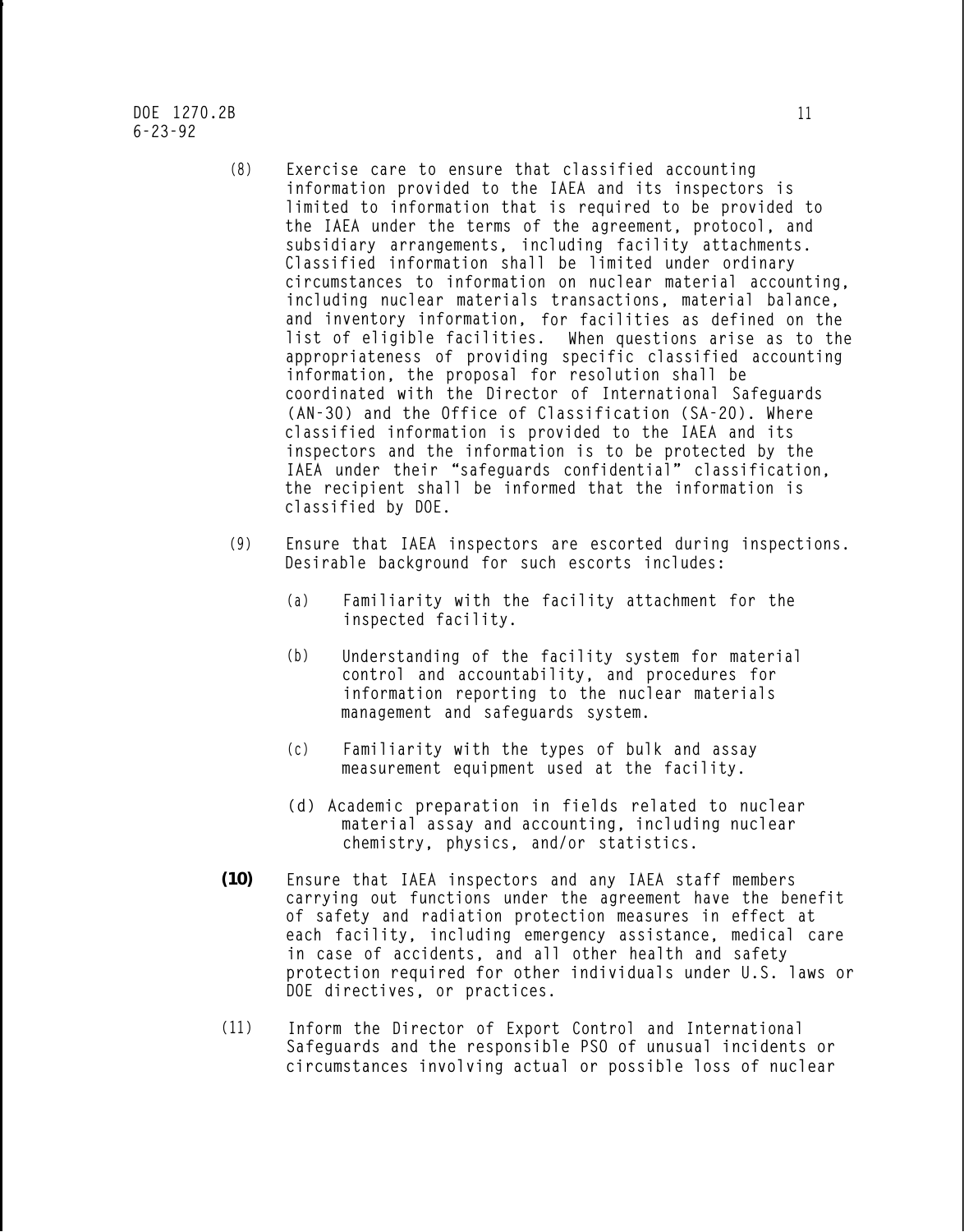(8) Exercise care to ensure that classified accounting information provided to the IAEA and its inspectors is limited to information that is required to be provided to the IAEA under the terms of the agreement, protocol, and subsidiary arrangements, including facility attachments. Classified information shall be limited under ordinary circumstances to information on nuclear material accounting, including nuclear materials transactions, material balance, and inventory information, for facilities as defined on the list of eligible facilities. When questions arise as to the appropriateness of providing specific classified accounting information, the proposal for resolution shall be coordinated with the Director of International Safeguards (AN-30) and the Office of Classification (SA-20). Where classified information is provided to the IAEA and its inspectors and the information is to be protected by the IAEA under their "safeguards confidential" classification, the recipient shall be informed that the information is classified by DOE.

(9) Ensure that IAEA inspectors are escorted during inspections. Desirable background for such escorts includes:

(a) Familiarity with the facility attachment for the inspected facility.

(b) Understanding of the facility system for material control and accountability, and procedures for information reporting to the nuclear materials management and safeguards system.

(c) Familiarity with the types of bulk and assay measurement equipment used at the facility.

(d) Academic preparation in fields related to nuclear material assay and accounting, including nuclear chemistry, physics, and/or statistics.

**(10)** Ensure that IAEA inspectors and any IAEA staff members carrying out functions under the agreement have the benefit of safety and radiation protection measures in effect at each facility, including emergency assistance, medical care in case of accidents, and all other health and safety protection required for other individuals under U.S. laws or DOE directives, or practices.

(11) Inform the Director of Export Control and International Safeguards and the responsible PSO of unusual incidents or circumstances involving actual or possible loss of nuclear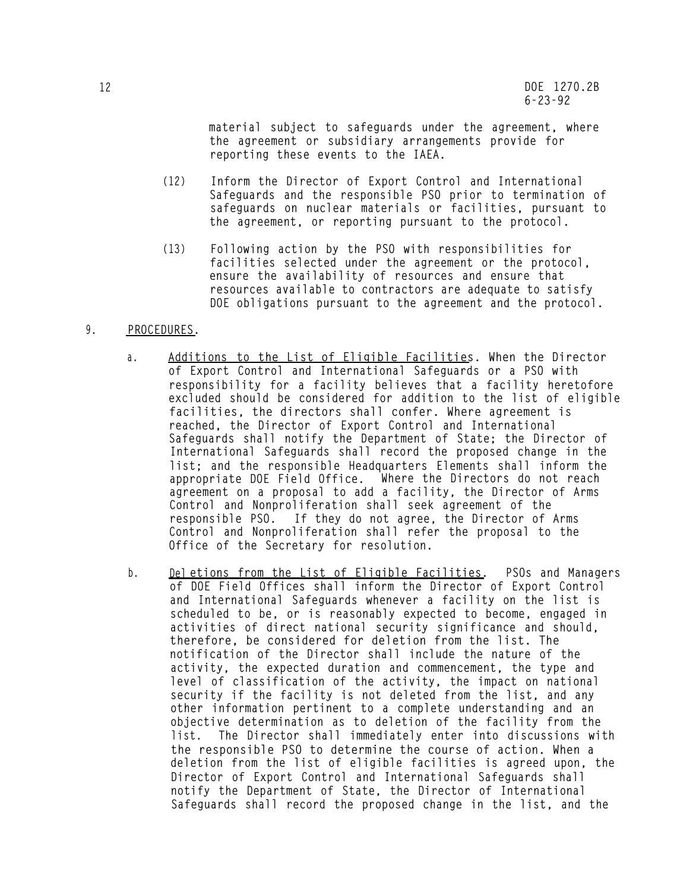material subject to safeguards under the agreement, where the agreement or subsidiary arrangements provide for reporting these events to the IAEA.

(12) Inform the Director of Export Control and International Safeguards and the responsible PSO prior to termination of safeguards on nuclear materials or facilities, pursuant to the agreement, or reporting pursuant to the protocol.

(13) Following action by the PSO with responsibilities for facilities selected under the agreement or the protocol, ensure the availability of resources and ensure that resources available to contractors are adequate to satisfy DOE obligations pursuant to the agreement and the protocol.

9. PROCEDURES.

a. Additions to the List of Eligible Facilities. When the Director of Export Control and International Safeguards or a PSO with responsibility for a facility believes that a facility heretofore excluded should be considered for addition to the list of eligible facilities, the directors shall confer. Where agreement is reached, the Director of Export Control and International Safeguards shall notify the Department of State; the Director of International Safeguards shall record the proposed change in the list; and the responsible Headquarters Elements shall inform the appropriate DOE Field Office. Where the Directors do not reach agreement on a proposal to add a facility, the Director of Arms Control and Nonproliferation shall seek agreement of the responsible PSO. If they do not agree, the Director of Arms Control and Nonproliferation shall refer the proposal to the Office of the Secretary for resolution.

b. Deletions from the List of Eligible Facilities. PSOs and Managers of DOE Field Offices shall inform the Director of Export Control and International Safeguards whenever a facility on the list is scheduled to be, or is reasonably expected to become, engaged in activities of direct national security significance and should, therefore, be considered for deletion from the list. The notification of the Director shall include the nature of the activity, the expected duration and commencement, the type and level of classification of the activity, the impact on national security if the facility is not deleted from the list, and any other information pertinent to a complete understanding and an objective determination as to deletion of the facility from the list. The Director shall immediately enter into discussions with the responsible PSO to determine the course of action. When a deletion from the list of eligible facilities is agreed upon, the Director of Export Control and International Safeguards shall notify the Department of State, the Director of International Safeguards shall record the proposed change in the list, and the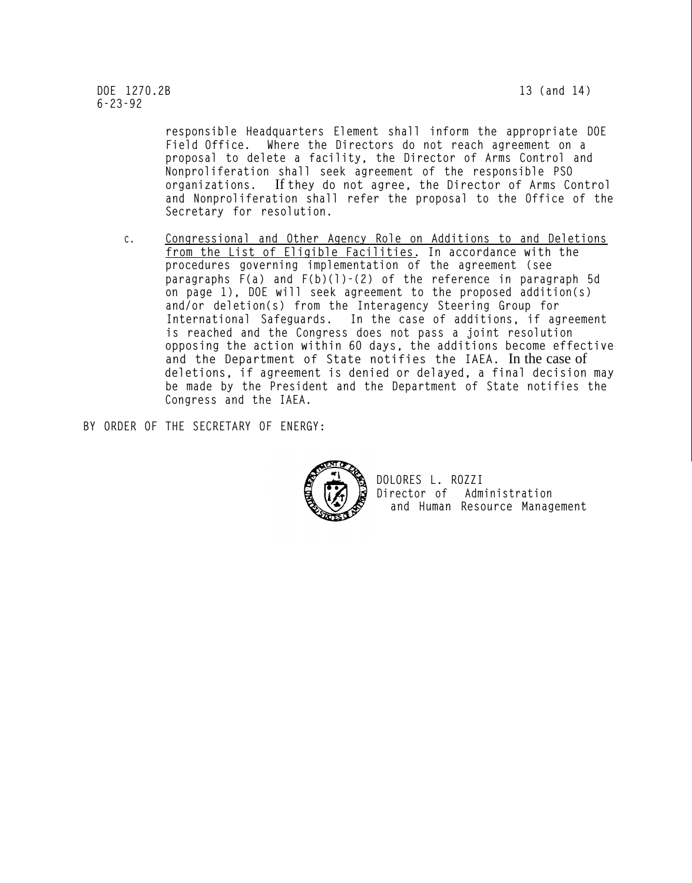responsible Headquarters Element shall inform the appropriate DOE Field Office. Where the Directors do not reach agreement on a proposal to delete a facility, the Director of Arms Control and Nonproliferation shall seek agreement of the responsible PSO organizations. If they do not agree, the Director of Arms Control and Nonproliferation shall refer the proposal to the Office of the Secretary for resolution.

c. <u>Congressional and Other Agency Role on Additions to and Deletions from the List of Eligible Facilities</u>. In accordance with the procedures governing implementation of the agreement (see paragraphs F(a) and F(b)(1)-(2) of the reference in paragraph 5d on page 1), DOE will seek agreement to the proposed addition(s) and/or deletion(s) from the Interagency Steering Group for International Safeguards. In the case of additions, if agreement is reached and the Congress does not pass a joint resolution opposing the action within 60 days, the additions become effective and the Department of State notifies the IAEA. In the case of deletions, if agreement is denied or delayed, a final decision may be made by the President and the Department of State notifies the Congress and the IAEA.

BY ORDER OF THE SECRETARY OF ENERGY:

DOLORES L. ROZZI
Director of Administration
and Human Resource Management